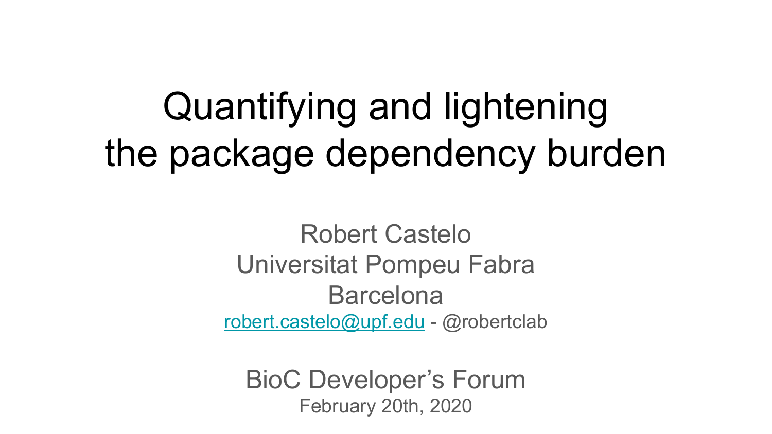# Quantifying and lightening the package dependency burden

Robert Castelo
Universitat Pompeu Fabra
Barcelona
robert.castelo@upf.edu - @robertclab

BioC Developer's Forum
February 20th, 2020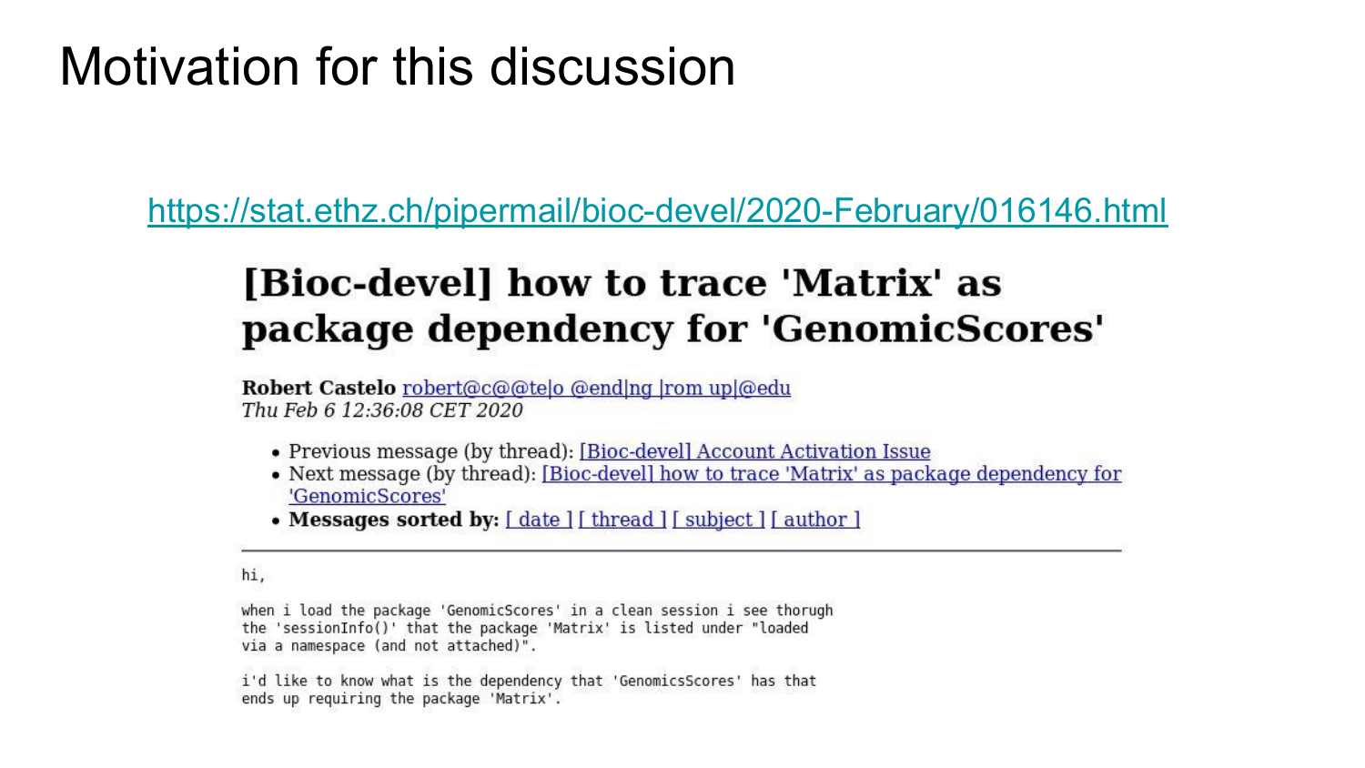# Motivation for this discussion

https://stat.ethz.ch/pipermail/bioc-devel/2020-February/016146.html

## [Bioc-devel] how to trace 'Matrix' as package dependency for 'GenomicScores'

**Robert Castelo** robert@c@@te|o @end|ng |rom up|@edu
*Thu Feb 6 12:36:08 CET 2020*

- Previous message (by thread): [Bioc-devel] Account Activation Issue
- Next message (by thread): [Bioc-devel] how to trace 'Matrix' as package dependency for 'GenomicScores'
- **Messages sorted by:** [ date ] [ thread ] [ subject ] [ author ]

---

```
hi,

when i load the package 'GenomicScores' in a clean session i see thorugh
the 'sessionInfo()' that the package 'Matrix' is listed under "loaded
via a namespace (and not attached)".

i'd like to know what is the dependency that 'GenomicsScores' has that
ends up requiring the package 'Matrix'.
```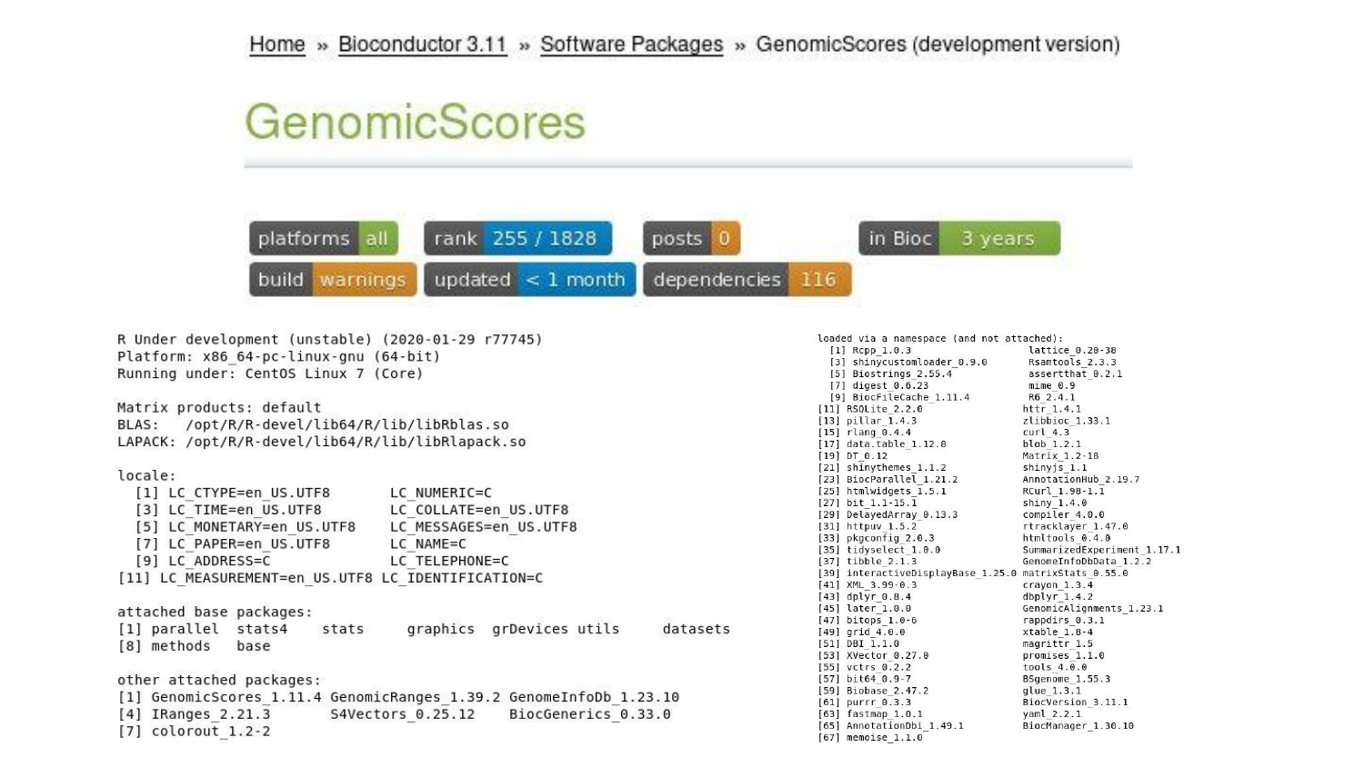Home » Bioconductor 3.11 » Software Packages » GenomicScores (development version)

# GenomicScores

platforms: all | rank: 255 / 1828 | posts: 0 | in Bioc: 3 years

build: warnings | updated: < 1 month | dependencies: 116

```
R Under development (unstable) (2020-01-29 r77745)
Platform: x86_64-pc-linux-gnu (64-bit)
Running under: CentOS Linux 7 (Core)

Matrix products: default
BLAS:   /opt/R/R-devel/lib64/R/lib/libRblas.so
LAPACK: /opt/R/R-devel/lib64/R/lib/libRlapack.so

locale:
 [1] LC_CTYPE=en_US.UTF8       LC_NUMERIC=C
 [3] LC_TIME=en_US.UTF8        LC_COLLATE=en_US.UTF8
 [5] LC_MONETARY=en_US.UTF8    LC_MESSAGES=en_US.UTF8
 [7] LC_PAPER=en_US.UTF8       LC_NAME=C
 [9] LC_ADDRESS=C              LC_TELEPHONE=C
[11] LC_MEASUREMENT=en_US.UTF8 LC_IDENTIFICATION=C

attached base packages:
[1] parallel  stats4    stats     graphics  grDevices utils     datasets
[8] methods   base

other attached packages:
[1] GenomicScores_1.11.4 GenomicRanges_1.39.2 GenomeInfoDb_1.23.10
[4] IRanges_2.21.3       S4Vectors_0.25.12    BiocGenerics_0.33.0
[7] colorout_1.2-2
```

```
loaded via a namespace (and not attached):
 [1] Rcpp_1.0.3                    lattice_0.20-38
 [3] shinycustomloader_0.9.0       Rsamtools_2.3.3
 [5] Biostrings_2.55.4             assertthat_0.2.1
 [7] digest_0.6.23                 mime_0.9
 [9] BiocFileCache_1.11.4          R6_2.4.1
[11] RSQLite_2.2.0                 httr_1.4.1
[13] pillar_1.4.3                  zlibbioc_1.33.1
[15] rlang_0.4.4                   curl_4.3
[17] data.table_1.12.8             blob_1.2.1
[19] DT_0.12                       Matrix_1.2-18
[21] shinythemes_1.1.2             shinyjs_1.1
[23] BiocParallel_1.21.2           AnnotationHub_2.19.7
[25] htmlwidgets_1.5.1             RCurl_1.98-1.1
[27] bit_1.1-15.1                  shiny_1.4.0
[29] DelayedArray_0.13.3           compiler_4.0.0
[31] httpuv_1.5.2                  rtracklayer_1.47.0
[33] pkgconfig_2.0.3               htmltools_0.4.0
[35] tidyselect_1.0.0              SummarizedExperiment_1.17.1
[37] tibble_2.1.3                  GenomeInfoDbData_1.2.2
[39] interactiveDisplayBase_1.25.0 matrixStats_0.55.0
[41] XML_3.99-0.3                  crayon_1.3.4
[43] dplyr_0.8.4                   dbplyr_1.4.2
[45] later_1.0.0                   GenomicAlignments_1.23.1
[47] bitops_1.0-6                  rappdirs_0.3.1
[49] grid_4.0.0                    xtable_1.8-4
[51] DBI_1.1.0                     magrittr_1.5
[53] XVector_0.27.0                promises_1.1.0
[55] vctrs_0.2.2                   tools_4.0.0
[57] bit64_0.9-7                   BSgenome_1.55.3
[59] Biobase_2.47.2                glue_1.3.1
[61] purrr_0.3.3                   BiocVersion_3.11.1
[63] fastmap_1.0.1                 yaml_2.2.1
[65] AnnotationDbi_1.49.1          BiocManager_1.30.10
[67] memoise_1.1.0
```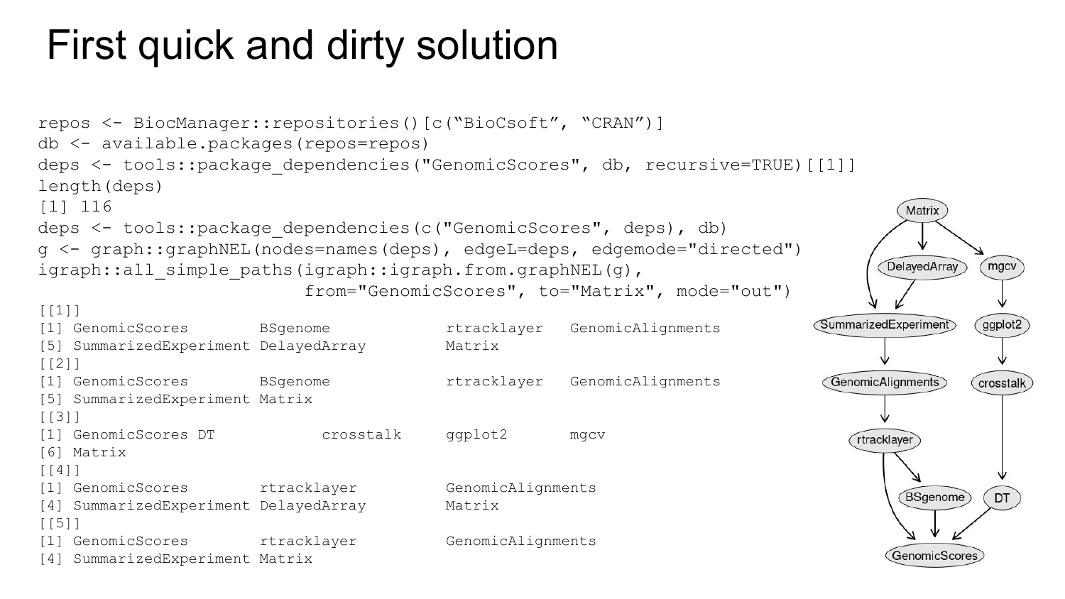# First quick and dirty solution

```
repos <- BiocManager::repositories()[c("BioCsoft", "CRAN")]
db <- available.packages(repos=repos)
deps <- tools::package_dependencies("GenomicScores", db, recursive=TRUE)[[1]]
length(deps)
[1] 116
deps <- tools::package_dependencies(c("GenomicScores", deps), db)
g <- graph::graphNEL(nodes=names(deps), edgeL=deps, edgemode="directed")
igraph::all_simple_paths(igraph::igraph.from.graphNEL(g),
                         from="GenomicScores", to="Matrix", mode="out")
[[1]]
[1] GenomicScores        BSgenome             rtracklayer   GenomicAlignments
[5] SummarizedExperiment DelayedArray         Matrix
[[2]]
[1] GenomicScores        BSgenome             rtracklayer   GenomicAlignments
[5] SummarizedExperiment Matrix
[[3]]
[1] GenomicScores DT           crosstalk     ggplot2       mgcv
[6] Matrix
[[4]]
[1] GenomicScores        rtracklayer          GenomicAlignments
[4] SummarizedExperiment DelayedArray         Matrix
[[5]]
[1] GenomicScores        rtracklayer          GenomicAlignments
[4] SummarizedExperiment Matrix
```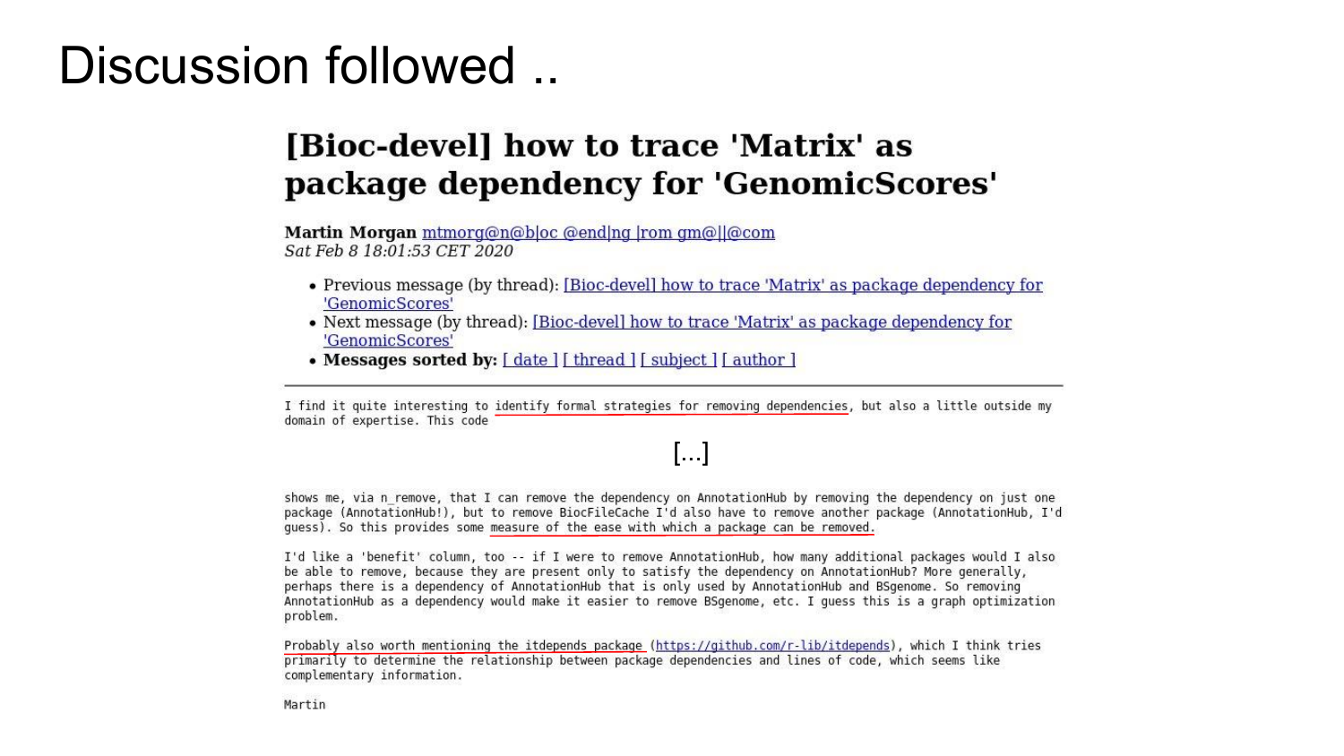# Discussion followed ..

## [Bioc-devel] how to trace 'Matrix' as package dependency for 'GenomicScores'

**Martin Morgan** mtmorg@n@b|oc @end|ng |rom gm@||@com
*Sat Feb 8 18:01:53 CET 2020*

- Previous message (by thread): [Bioc-devel] how to trace 'Matrix' as package dependency for 'GenomicScores'
- Next message (by thread): [Bioc-devel] how to trace 'Matrix' as package dependency for 'GenomicScores'
- **Messages sorted by:** [ date ] [ thread ] [ subject ] [ author ]

---

I find it quite interesting to identify formal strategies for removing dependencies, but also a little outside my domain of expertise. This code

[...]

shows me, via n_remove, that I can remove the dependency on AnnotationHub by removing the dependency on just one package (AnnotationHub!), but to remove BiocFileCache I'd also have to remove another package (AnnotationHub, I'd guess). So this provides some measure of the ease with which a package can be removed.

I'd like a 'benefit' column, too -- if I were to remove AnnotationHub, how many additional packages would I also be able to remove, because they are present only to satisfy the dependency on AnnotationHub? More generally, perhaps there is a dependency of AnnotationHub that is only used by AnnotationHub and BSgenome. So removing AnnotationHub as a dependency would make it easier to remove BSgenome, etc. I guess this is a graph optimization problem.

Probably also worth mentioning the itdepends package (https://github.com/r-lib/itdepends), which I think tries primarily to determine the relationship between package dependencies and lines of code, which seems like complementary information.

Martin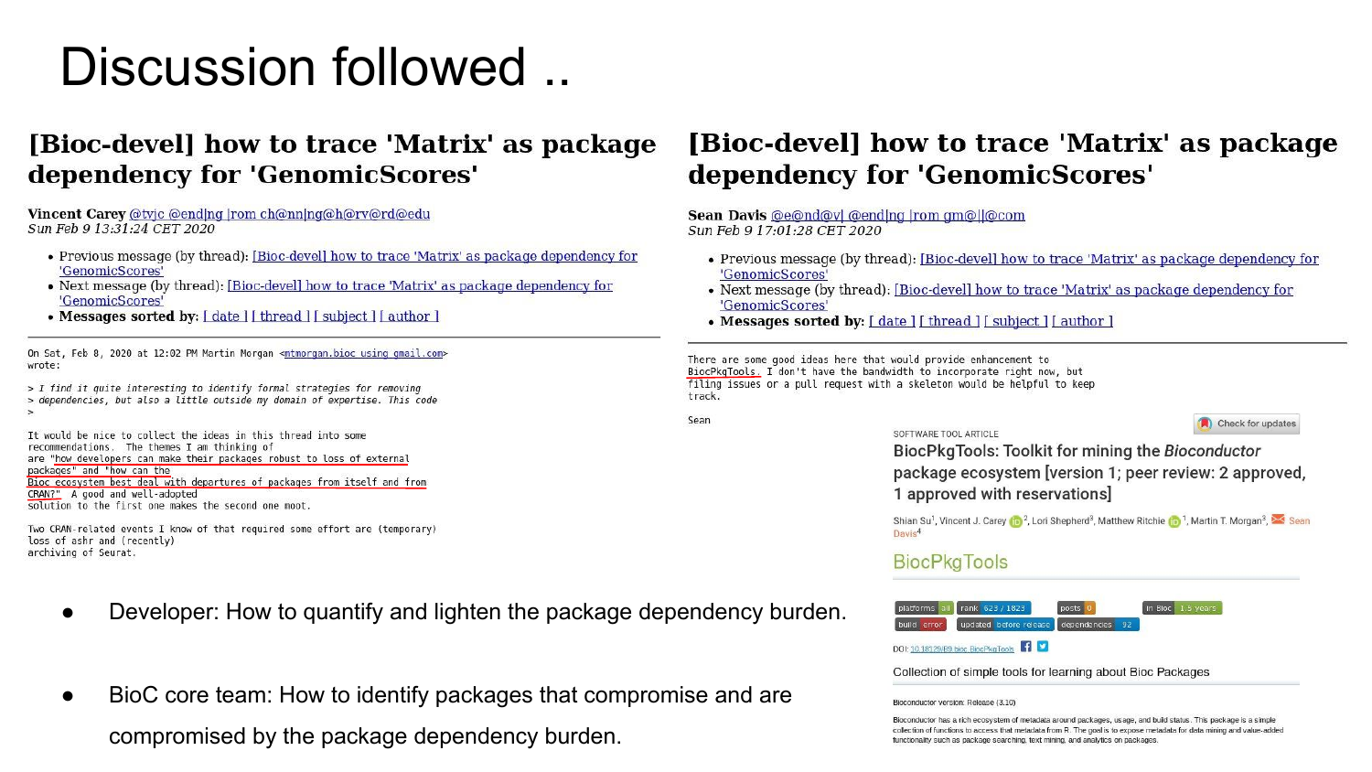# Discussion followed ..

## [Bioc-devel] how to trace 'Matrix' as package dependency for 'GenomicScores'

**Vincent Carey** @tvjc @end|ng |rom ch@nn|ng@h@rv@rd@edu
*Sun Feb 9 13:31:24 CET 2020*

- Previous message (by thread): [Bioc-devel] how to trace 'Matrix' as package dependency for 'GenomicScores'
- Next message (by thread): [Bioc-devel] how to trace 'Matrix' as package dependency for 'GenomicScores'
- **Messages sorted by:** [ date ] [ thread ] [ subject ] [ author ]

```
On Sat, Feb 8, 2020 at 12:02 PM Martin Morgan <mtmorgan.bioc using gmail.com>
wrote:

> I find it quite interesting to identify formal strategies for removing
> dependencies, but also a little outside my domain of expertise. This code
>

It would be nice to collect the ideas in this thread into some
recommendations.  The themes I am thinking of
are "how developers can make their packages robust to loss of external
packages" and "how can the
Bioc ecosystem best deal with departures of packages from itself and from
CRAN?"  A good and well-adopted
solution to the first one makes the second one moot.

Two CRAN-related events I know of that required some effort are (temporary)
loss of ashr and (recently)
archiving of Seurat.
```

## [Bioc-devel] how to trace 'Matrix' as package dependency for 'GenomicScores'

**Sean Davis** @e@nd@v| @end|ng |rom gm@||@com
*Sun Feb 9 17:01:28 CET 2020*

- Previous message (by thread): [Bioc-devel] how to trace 'Matrix' as package dependency for 'GenomicScores'
- Next message (by thread): [Bioc-devel] how to trace 'Matrix' as package dependency for 'GenomicScores'
- **Messages sorted by:** [ date ] [ thread ] [ subject ] [ author ]

```
There are some good ideas here that would provide enhancement to
BiocPkgTools. I don't have the bandwidth to incorporate right now, but
filing issues or a pull request with a skeleton would be helpful to keep
track.

Sean
```

SOFTWARE TOOL ARTICLE

BiocPkgTools: Toolkit for mining the *Bioconductor* package ecosystem [version 1; peer review: 2 approved, 1 approved with reservations]

Shian Su[1], Vincent J. Carey[2], Lori Shepherd[3], Matthew Ritchie[1], Martin T. Morgan[3], Sean Davis[4]

BiocPkgTools

platforms all | rank 623 / 1823 | posts 0 | in Bioc 1.5 years | build error | updated before release | dependencies 92

DOI: 10.18129/B9.bioc.BiocPkgTools

Collection of simple tools for learning about Bioc Packages

Bioconductor version: Release (3.10)

Bioconductor has a rich ecosystem of metadata around packages, usage, and build status. This package is a simple collection of functions to access that metadata from R. The goal is to expose metadata for data mining and value-added functionality such as package searching, text mining, and analytics on packages.

- Developer: How to quantify and lighten the package dependency burden.
- BioC core team: How to identify packages that compromise and are compromised by the package dependency burden.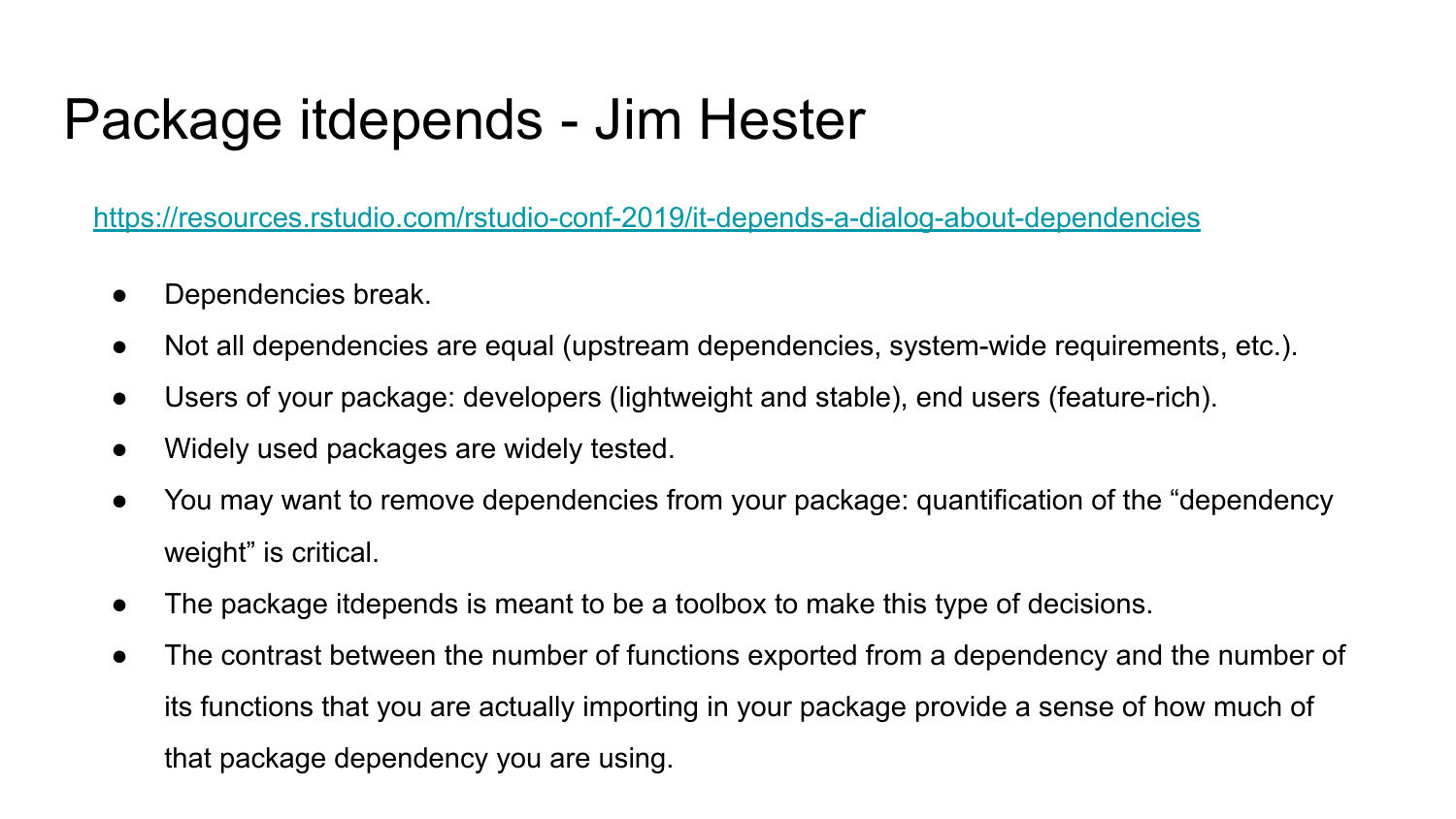# Package itdepends - Jim Hester

https://resources.rstudio.com/rstudio-conf-2019/it-depends-a-dialog-about-dependencies

- Dependencies break.
- Not all dependencies are equal (upstream dependencies, system-wide requirements, etc.).
- Users of your package: developers (lightweight and stable), end users (feature-rich).
- Widely used packages are widely tested.
- You may want to remove dependencies from your package: quantification of the "dependency weight" is critical.
- The package itdepends is meant to be a toolbox to make this type of decisions.
- The contrast between the number of functions exported from a dependency and the number of its functions that you are actually importing in your package provide a sense of how much of that package dependency you are using.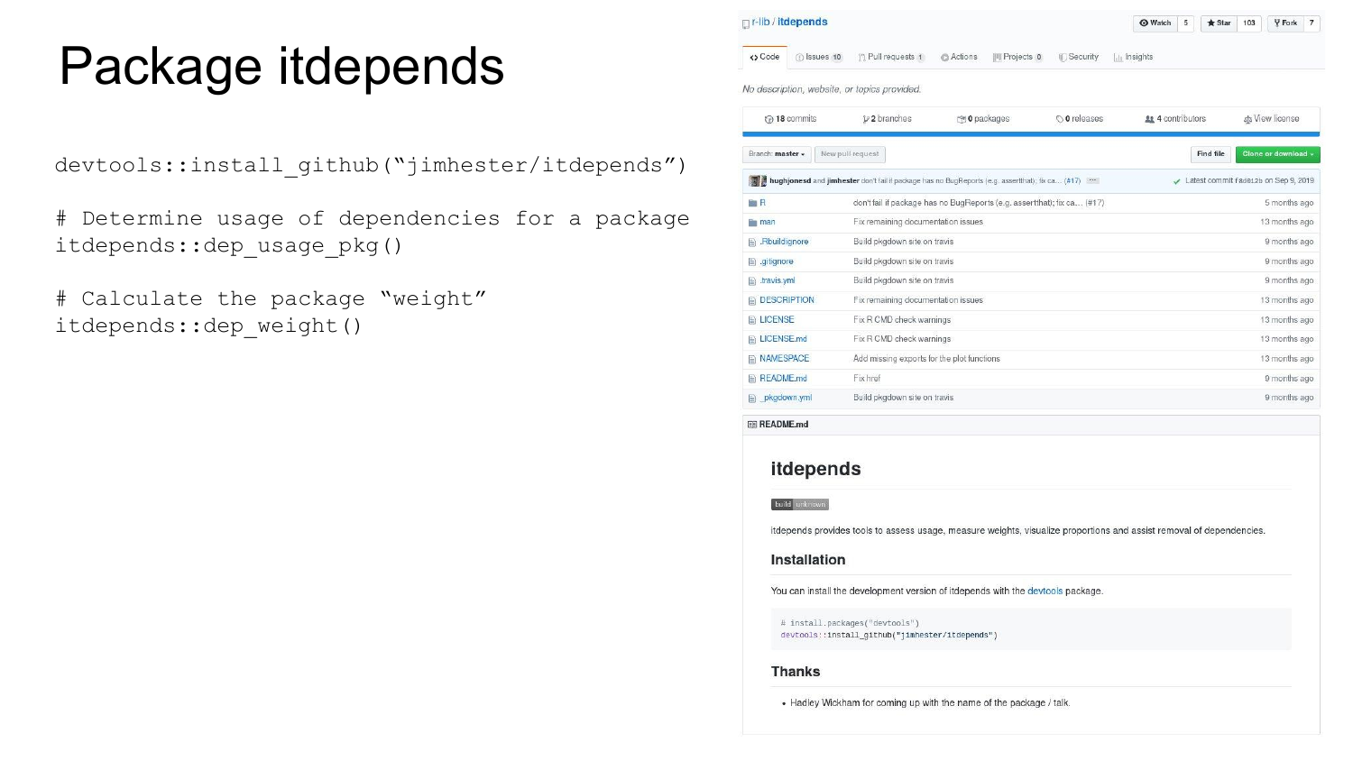# Package itdepends

```
devtools::install_github("jimhester/itdepends")

# Determine usage of dependencies for a package
itdepends::dep_usage_pkg()

# Calculate the package "weight"
itdepends::dep_weight()
```

r-lib / itdepends

Watch 5 | Star 103 | Fork 7

Code | Issues 10 | Pull requests 1 | Actions | Projects 0 | Security | Insights

*No description, website, or topics provided.*

18 commits | 2 branches | 0 packages | 0 releases | 4 contributors | View license

Branch: master | New pull request | Find file | Clone or download

hughjonesd and jimhester don't fail if package has no BugReports (e.g. assertthat); fix ca... (#17) — Latest commit f8de12b on Sep 9, 2019

| File | Commit message | Age |
| --- | --- | --- |
| R | don't fail if package has no BugReports (e.g. assertthat); fix ca... (#17) | 5 months ago |
| man | Fix remaining documentation issues | 13 months ago |
| .Rbuildignore | Build pkgdown site on travis | 9 months ago |
| .gitignore | Build pkgdown site on travis | 9 months ago |
| .travis.yml | Build pkgdown site on travis | 9 months ago |
| DESCRIPTION | Fix remaining documentation issues | 13 months ago |
| LICENSE | Fix R CMD check warnings | 13 months ago |
| LICENSE.md | Fix R CMD check warnings | 13 months ago |
| NAMESPACE | Add missing exports for the plot functions | 13 months ago |
| README.md | Fix href | 9 months ago |
| _pkgdown.yml | Build pkgdown site on travis | 9 months ago |

README.md

## itdepends

build unknown

itdepends provides tools to assess usage, measure weights, visualize proportions and assist removal of dependencies.

### Installation

You can install the development version of itdepends with the devtools package.

```
# install.packages("devtools")
devtools::install_github("jimhester/itdepends")
```

### Thanks

- Hadley Wickham for coming up with the name of the package / talk.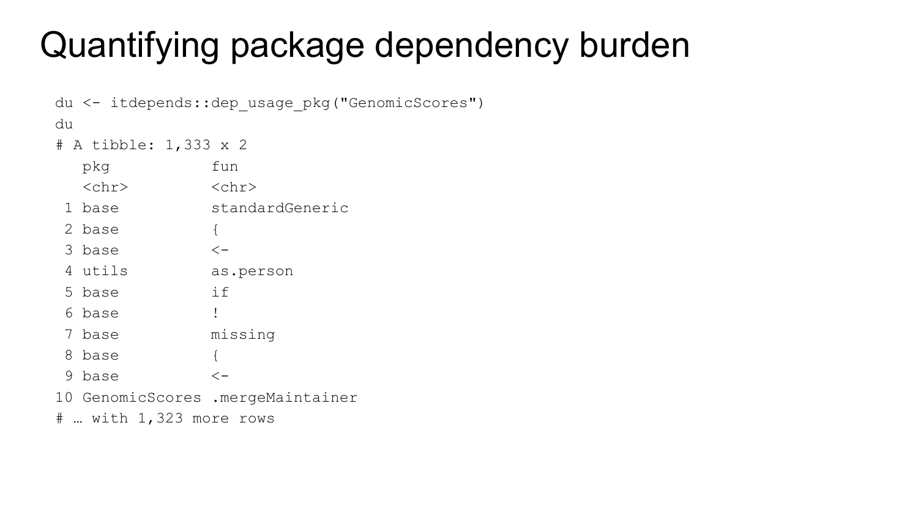# Quantifying package dependency burden

```
du <- itdepends::dep_usage_pkg("GenomicScores")
du
# A tibble: 1,333 x 2
   pkg           fun
   <chr>         <chr>
 1 base          standardGeneric
 2 base          {
 3 base          <-
 4 utils         as.person
 5 base          if
 6 base          !
 7 base          missing
 8 base          {
 9 base          <-
10 GenomicScores .mergeMaintainer
# … with 1,323 more rows
```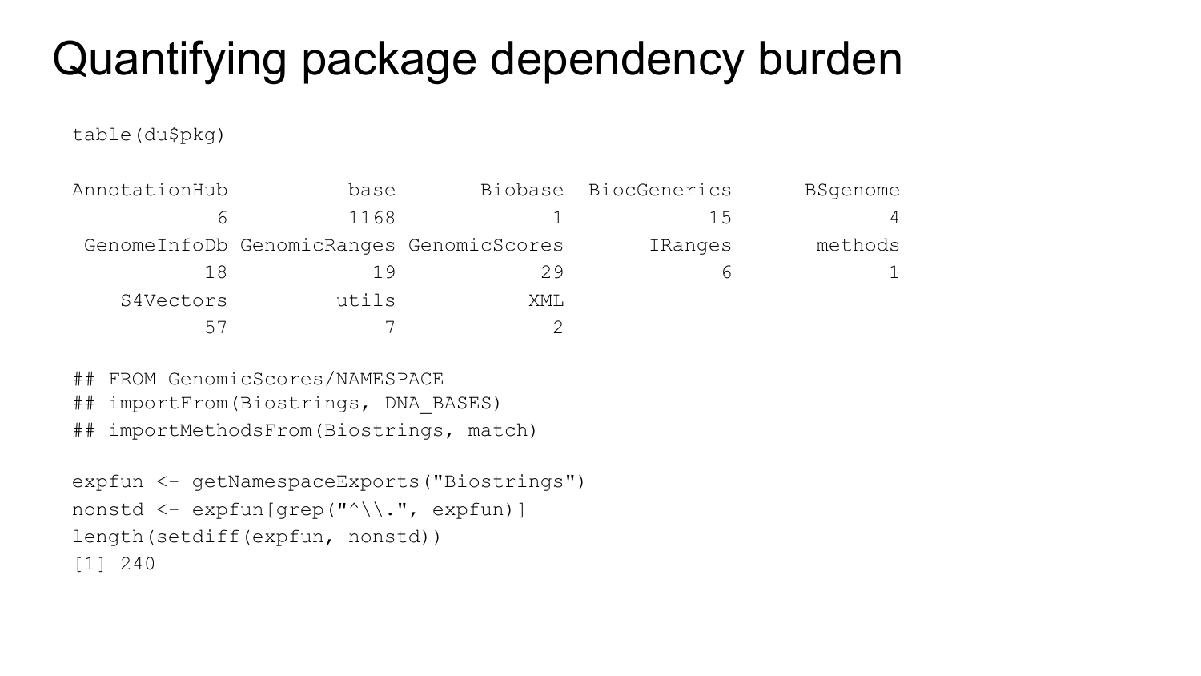# Quantifying package dependency burden

```
table(du$pkg)

AnnotationHub          base       Biobase   BiocGenerics      BSgenome
            6          1168             1             15             4
  GenomeInfoDb GenomicRanges GenomicScores        IRanges       methods
           18            19            29              6             1
    S4Vectors         utils           XML
           57             7             2

## FROM GenomicScores/NAMESPACE
## importFrom(Biostrings, DNA_BASES)
## importMethodsFrom(Biostrings, match)

expfun <- getNamespaceExports("Biostrings")
nonstd <- expfun[grep("^\\.", expfun)]
length(setdiff(expfun, nonstd))
[1] 240
```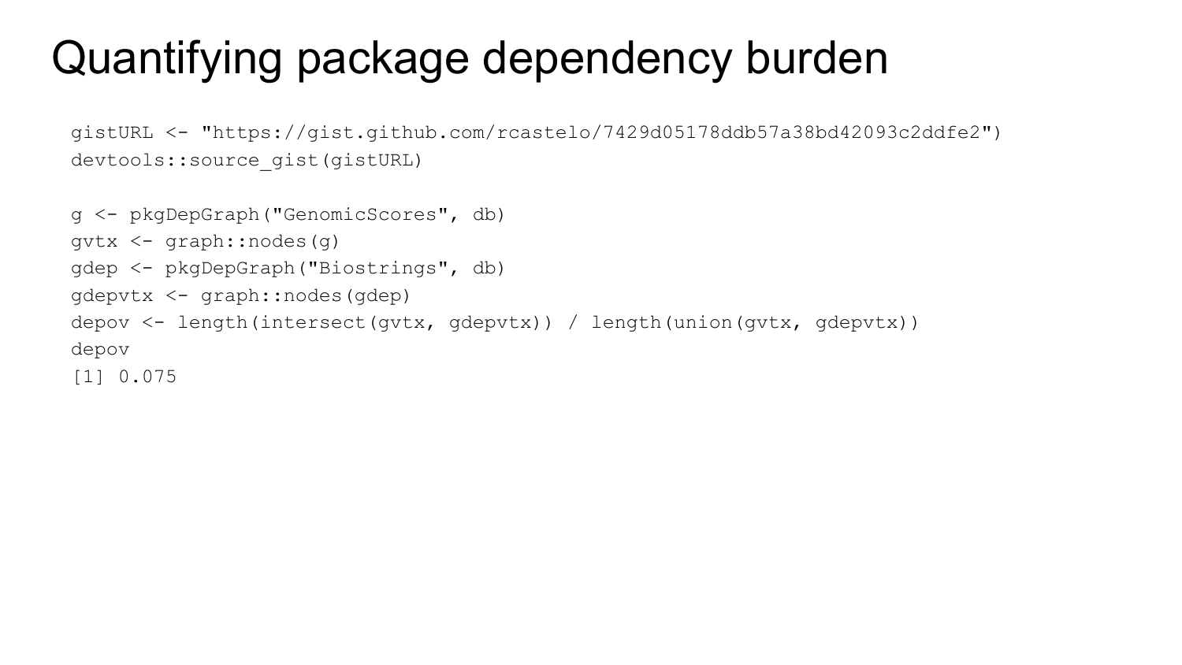# Quantifying package dependency burden

```
gistURL <- "https://gist.github.com/rcastelo/7429d05178ddb57a38bd42093c2ddfe2")
devtools::source_gist(gistURL)

g <- pkgDepGraph("GenomicScores", db)
gvtx <- graph::nodes(g)
gdep <- pkgDepGraph("Biostrings", db)
gdepvtx <- graph::nodes(gdep)
depov <- length(intersect(gvtx, gdepvtx)) / length(union(gvtx, gdepvtx))
depov
[1] 0.075
```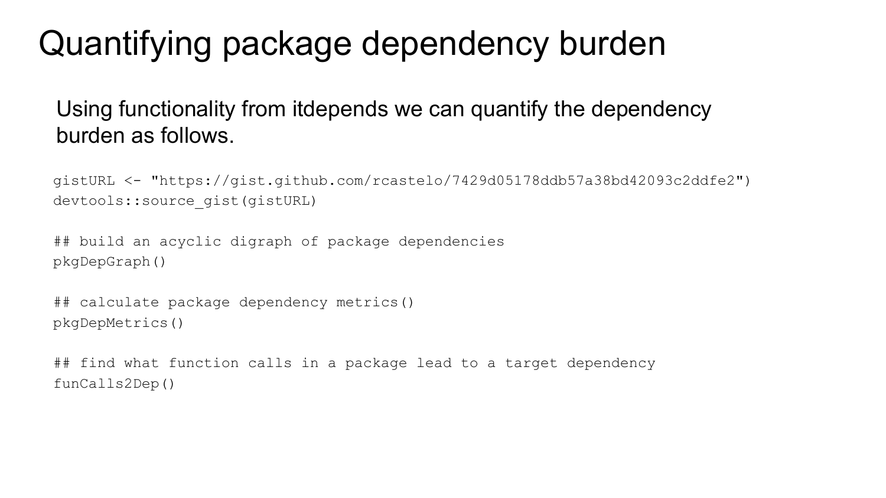# Quantifying package dependency burden

Using functionality from itdepends we can quantify the dependency burden as follows.

```
gistURL <- "https://gist.github.com/rcastelo/7429d05178ddb57a38bd42093c2ddfe2")
devtools::source_gist(gistURL)

## build an acyclic digraph of package dependencies
pkgDepGraph()

## calculate package dependency metrics()
pkgDepMetrics()

## find what function calls in a package lead to a target dependency
funCalls2Dep()
```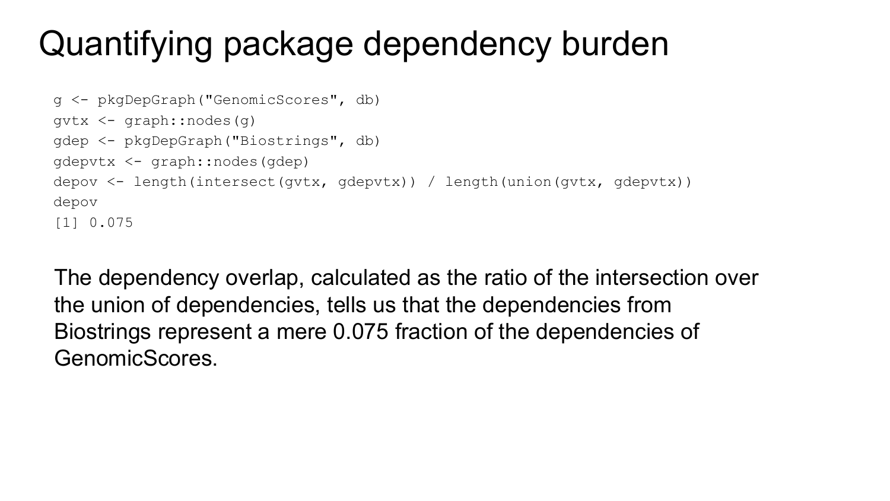# Quantifying package dependency burden

```
g <- pkgDepGraph("GenomicScores", db)
gvtx <- graph::nodes(g)
gdep <- pkgDepGraph("Biostrings", db)
gdepvtx <- graph::nodes(gdep)
depov <- length(intersect(gvtx, gdepvtx)) / length(union(gvtx, gdepvtx))
depov
[1] 0.075
```

The dependency overlap, calculated as the ratio of the intersection over the union of dependencies, tells us that the dependencies from Biostrings represent a mere 0.075 fraction of the dependencies of GenomicScores.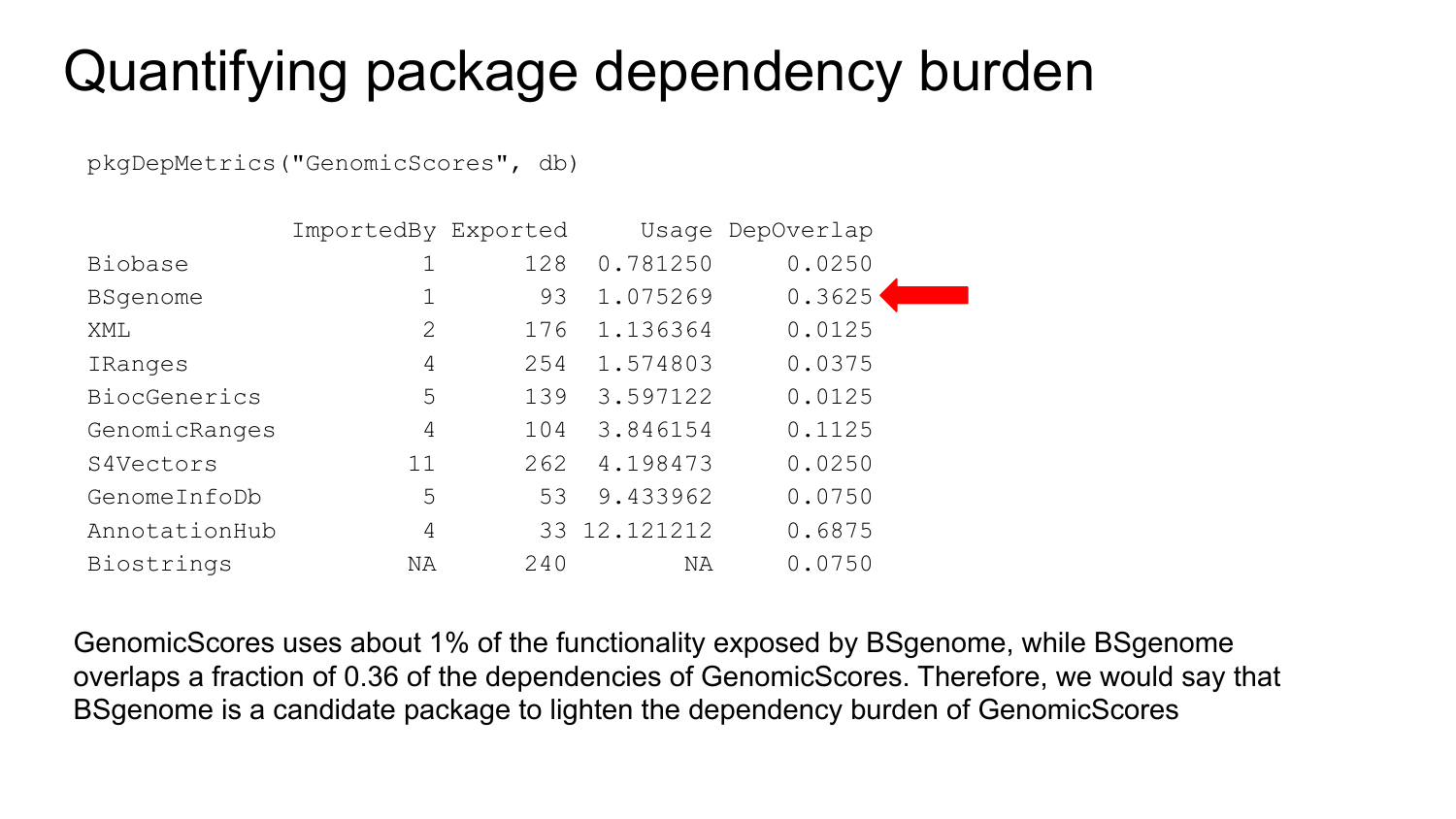# Quantifying package dependency burden

```
pkgDepMetrics("GenomicScores", db)

              ImportedBy Exported     Usage DepOverlap
Biobase                1      128  0.781250     0.0250
BSgenome               1       93  1.075269     0.3625
XML                    2      176  1.136364     0.0125
IRanges                4      254  1.574803     0.0375
BiocGenerics           5      139  3.597122     0.0125
GenomicRanges          4      104  3.846154     0.1125
S4Vectors             11      262  4.198473     0.0250
GenomeInfoDb           5       53  9.433962     0.0750
AnnotationHub          4       33 12.121212     0.6875
Biostrings            NA      240        NA     0.0750
```

GenomicScores uses about 1% of the functionality exposed by BSgenome, while BSgenome overlaps a fraction of 0.36 of the dependencies of GenomicScores. Therefore, we would say that BSgenome is a candidate package to lighten the dependency burden of GenomicScores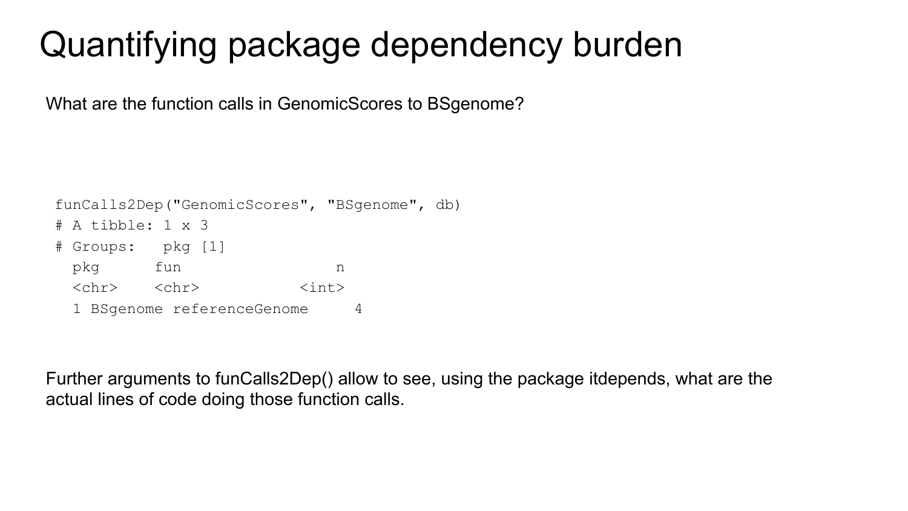# Quantifying package dependency burden

What are the function calls in GenomicScores to BSgenome?

```
funCalls2Dep("GenomicScores", "BSgenome", db)
# A tibble: 1 x 3
# Groups:   pkg [1]
  pkg      fun                 n
  <chr>    <chr>           <int>
  1 BSgenome referenceGenome     4
```

Further arguments to funCalls2Dep() allow to see, using the package itdepends, what are the actual lines of code doing those function calls.